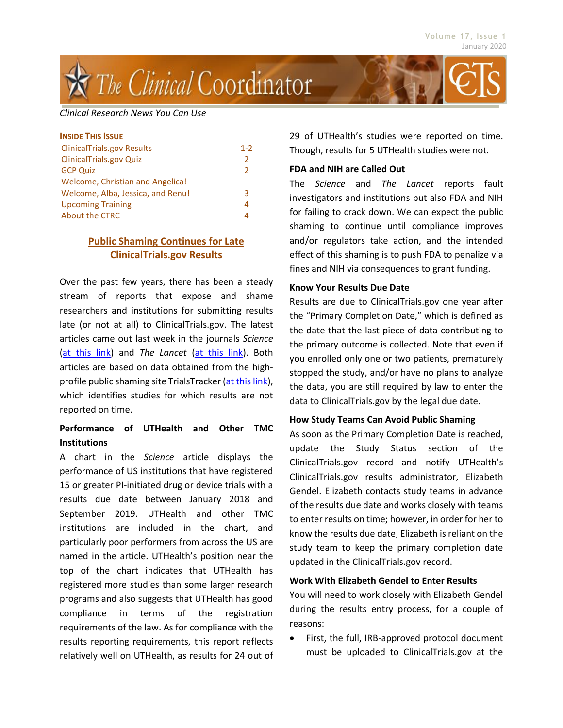# The Clinical Coordinator

*Clinical Research News You Can Use*

**INSIDE THIS ISSUE**

| | |
|---|---|
| ClinicalTrials.gov Results | 1-2 |
| ClinicalTrials.gov Quiz | 2 |
| GCP Quiz | 2 |
| Welcome, Christian and Angelica! | |
| Welcome, Alba, Jessica, and Renu! | 3 |
| Upcoming Training | 4 |
| About the CTRC | 4 |

## Public Shaming Continues for Late ClinicalTrials.gov Results

Over the past few years, there has been a steady stream of reports that expose and shame researchers and institutions for submitting results late (or not at all) to ClinicalTrials.gov. The latest articles came out last week in the journals *Science* (at this link) and *The Lancet* (at this link). Both articles are based on data obtained from the high-profile public shaming site TrialsTracker (at this link), which identifies studies for which results are not reported on time.

### Performance of UTHealth and Other TMC Institutions

A chart in the *Science* article displays the performance of US institutions that have registered 15 or greater PI-initiated drug or device trials with a results due date between January 2018 and September 2019. UTHealth and other TMC institutions are included in the chart, and particularly poor performers from across the US are named in the article. UTHealth's position near the top of the chart indicates that UTHealth has registered more studies than some larger research programs and also suggests that UTHealth has good compliance in terms of the registration requirements of the law. As for compliance with the results reporting requirements, this report reflects relatively well on UTHealth, as results for 24 out of 29 of UTHealth's studies were reported on time. Though, results for 5 UTHealth studies were not.

### FDA and NIH are Called Out

The *Science* and *The Lancet* reports fault investigators and institutions but also FDA and NIH for failing to crack down. We can expect the public shaming to continue until compliance improves and/or regulators take action, and the intended effect of this shaming is to push FDA to penalize via fines and NIH via consequences to grant funding.

### Know Your Results Due Date

Results are due to ClinicalTrials.gov one year after the "Primary Completion Date," which is defined as the date that the last piece of data contributing to the primary outcome is collected. Note that even if you enrolled only one or two patients, prematurely stopped the study, and/or have no plans to analyze the data, you are still required by law to enter the data to ClinicalTrials.gov by the legal due date.

### How Study Teams Can Avoid Public Shaming

As soon as the Primary Completion Date is reached, update the Study Status section of the ClinicalTrials.gov record and notify UTHealth's ClinicalTrials.gov results administrator, Elizabeth Gendel. Elizabeth contacts study teams in advance of the results due date and works closely with teams to enter results on time; however, in order for her to know the results due date, Elizabeth is reliant on the study team to keep the primary completion date updated in the ClinicalTrials.gov record.

### Work With Elizabeth Gendel to Enter Results

You will need to work closely with Elizabeth Gendel during the results entry process, for a couple of reasons:

- First, the full, IRB-approved protocol document must be uploaded to ClinicalTrials.gov at the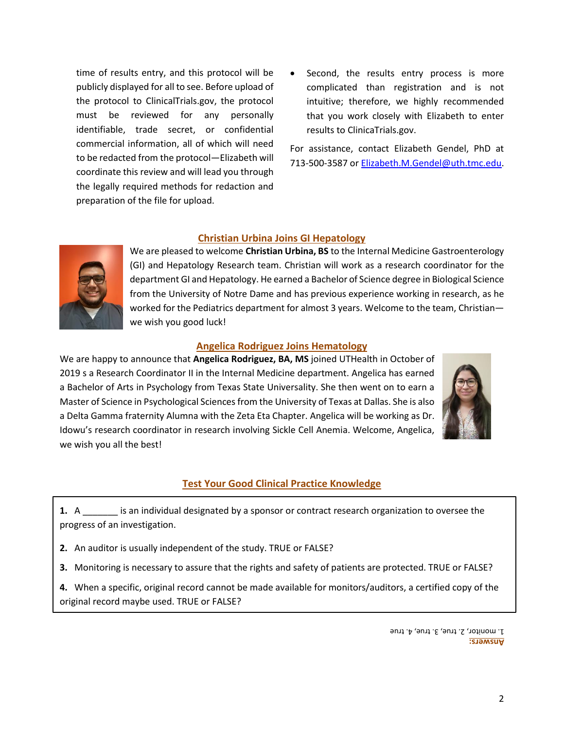time of results entry, and this protocol will be publicly displayed for all to see. Before upload of the protocol to ClinicalTrials.gov, the protocol must be reviewed for any personally identifiable, trade secret, or confidential commercial information, all of which will need to be redacted from the protocol—Elizabeth will coordinate this review and will lead you through the legally required methods for redaction and preparation of the file for upload.

- Second, the results entry process is more complicated than registration and is not intuitive; therefore, we highly recommended that you work closely with Elizabeth to enter results to ClinicaTrials.gov.

For assistance, contact Elizabeth Gendel, PhD at 713-500-3587 or Elizabeth.M.Gendel@uth.tmc.edu.

## Christian Urbina Joins GI Hepatology

We are pleased to welcome **Christian Urbina, BS** to the Internal Medicine Gastroenterology (GI) and Hepatology Research team. Christian will work as a research coordinator for the department GI and Hepatology. He earned a Bachelor of Science degree in Biological Science from the University of Notre Dame and has previous experience working in research, as he worked for the Pediatrics department for almost 3 years. Welcome to the team, Christian—we wish you good luck!

## Angelica Rodriguez Joins Hematology

We are happy to announce that **Angelica Rodriguez, BA, MS** joined UTHealth in October of 2019 s a Research Coordinator II in the Internal Medicine department. Angelica has earned a Bachelor of Arts in Psychology from Texas State Universality. She then went on to earn a Master of Science in Psychological Sciences from the University of Texas at Dallas. She is also a Delta Gamma fraternity Alumna with the Zeta Eta Chapter. Angelica will be working as Dr. Idowu's research coordinator in research involving Sickle Cell Anemia. Welcome, Angelica, we wish you all the best!

## Test Your Good Clinical Practice Knowledge

**1.** A _______ is an individual designated by a sponsor or contract research organization to oversee the progress of an investigation.

**2.** An auditor is usually independent of the study. TRUE or FALSE?

**3.** Monitoring is necessary to assure that the rights and safety of patients are protected. TRUE or FALSE?

**4.** When a specific, original record cannot be made available for monitors/auditors, a certified copy of the original record maybe used. TRUE or FALSE?

**Answers:**
1. monitor, 2. true, 3. true, 4. true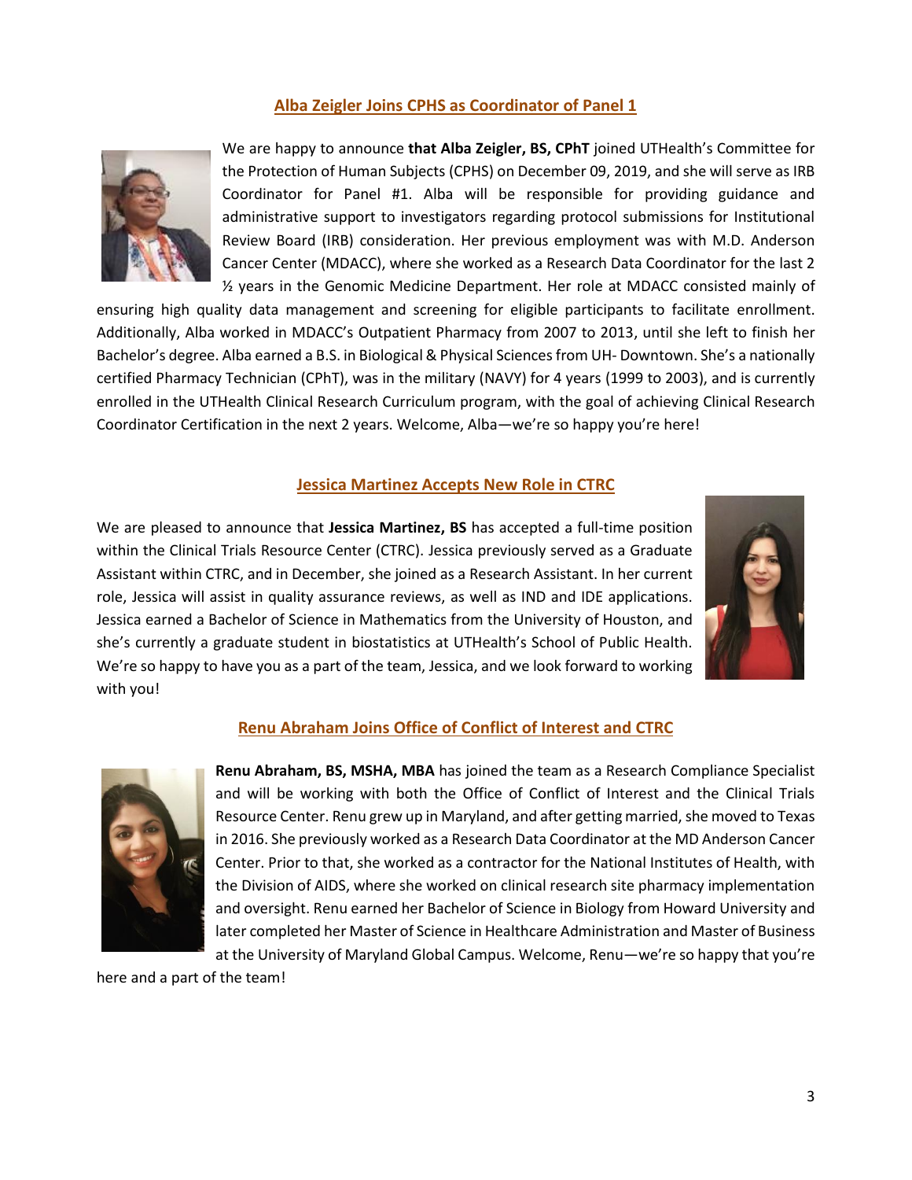## Alba Zeigler Joins CPHS as Coordinator of Panel 1

We are happy to announce **that Alba Zeigler, BS, CPhT** joined UTHealth's Committee for the Protection of Human Subjects (CPHS) on December 09, 2019, and she will serve as IRB Coordinator for Panel #1. Alba will be responsible for providing guidance and administrative support to investigators regarding protocol submissions for Institutional Review Board (IRB) consideration. Her previous employment was with M.D. Anderson Cancer Center (MDACC), where she worked as a Research Data Coordinator for the last 2 ½ years in the Genomic Medicine Department. Her role at MDACC consisted mainly of ensuring high quality data management and screening for eligible participants to facilitate enrollment. Additionally, Alba worked in MDACC's Outpatient Pharmacy from 2007 to 2013, until she left to finish her Bachelor's degree. Alba earned a B.S. in Biological & Physical Sciences from UH- Downtown. She's a nationally certified Pharmacy Technician (CPhT), was in the military (NAVY) for 4 years (1999 to 2003), and is currently enrolled in the UTHealth Clinical Research Curriculum program, with the goal of achieving Clinical Research Coordinator Certification in the next 2 years. Welcome, Alba—we're so happy you're here!

## Jessica Martinez Accepts New Role in CTRC

We are pleased to announce that **Jessica Martinez, BS** has accepted a full-time position within the Clinical Trials Resource Center (CTRC). Jessica previously served as a Graduate Assistant within CTRC, and in December, she joined as a Research Assistant. In her current role, Jessica will assist in quality assurance reviews, as well as IND and IDE applications. Jessica earned a Bachelor of Science in Mathematics from the University of Houston, and she's currently a graduate student in biostatistics at UTHealth's School of Public Health. We're so happy to have you as a part of the team, Jessica, and we look forward to working with you!

## Renu Abraham Joins Office of Conflict of Interest and CTRC

**Renu Abraham, BS, MSHA, MBA** has joined the team as a Research Compliance Specialist and will be working with both the Office of Conflict of Interest and the Clinical Trials Resource Center. Renu grew up in Maryland, and after getting married, she moved to Texas in 2016. She previously worked as a Research Data Coordinator at the MD Anderson Cancer Center. Prior to that, she worked as a contractor for the National Institutes of Health, with the Division of AIDS, where she worked on clinical research site pharmacy implementation and oversight. Renu earned her Bachelor of Science in Biology from Howard University and later completed her Master of Science in Healthcare Administration and Master of Business at the University of Maryland Global Campus. Welcome, Renu—we're so happy that you're here and a part of the team!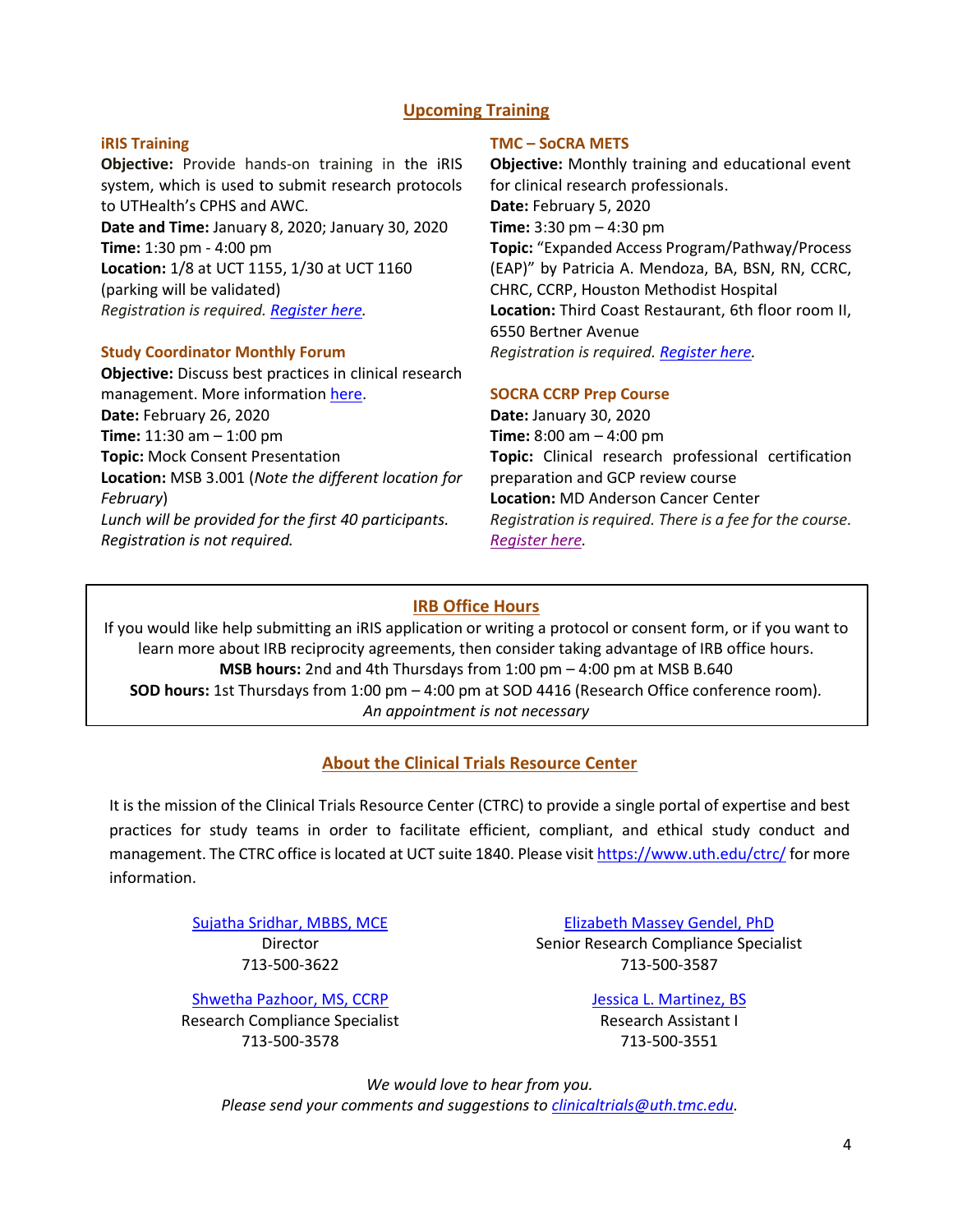## Upcoming Training

### iRIS Training

**Objective:** Provide hands-on training in the iRIS system, which is used to submit research protocols to UTHealth's CPHS and AWC.
**Date and Time:** January 8, 2020; January 30, 2020
**Time:** 1:30 pm - 4:00 pm
**Location:** 1/8 at UCT 1155, 1/30 at UCT 1160 (parking will be validated)
*Registration is required. Register here.*

### Study Coordinator Monthly Forum

**Objective:** Discuss best practices in clinical research management. More information here.
**Date:** February 26, 2020
**Time:** 11:30 am – 1:00 pm
**Topic:** Mock Consent Presentation
**Location:** MSB 3.001 (*Note the different location for February*)
*Lunch will be provided for the first 40 participants. Registration is not required.*

### TMC – SoCRA METS

**Objective:** Monthly training and educational event for clinical research professionals.
**Date:** February 5, 2020
**Time:** 3:30 pm – 4:30 pm
**Topic:** "Expanded Access Program/Pathway/Process (EAP)" by Patricia A. Mendoza, BA, BSN, RN, CCRC, CHRC, CCRP, Houston Methodist Hospital
**Location:** Third Coast Restaurant, 6th floor room II, 6550 Bertner Avenue
*Registration is required. Register here.*

### SOCRA CCRP Prep Course

**Date:** January 30, 2020
**Time:** 8:00 am – 4:00 pm
**Topic:** Clinical research professional certification preparation and GCP review course
**Location:** MD Anderson Cancer Center
*Registration is required. There is a fee for the course. Register here.*

## IRB Office Hours

If you would like help submitting an iRIS application or writing a protocol or consent form, or if you want to learn more about IRB reciprocity agreements, then consider taking advantage of IRB office hours.
**MSB hours:** 2nd and 4th Thursdays from 1:00 pm – 4:00 pm at MSB B.640
**SOD hours:** 1st Thursdays from 1:00 pm – 4:00 pm at SOD 4416 (Research Office conference room).
*An appointment is not necessary*

## About the Clinical Trials Resource Center

It is the mission of the Clinical Trials Resource Center (CTRC) to provide a single portal of expertise and best practices for study teams in order to facilitate efficient, compliant, and ethical study conduct and management. The CTRC office is located at UCT suite 1840. Please visit https://www.uth.edu/ctrc/ for more information.

Sujatha Sridhar, MBBS, MCE
Director
713-500-3622

Elizabeth Massey Gendel, PhD
Senior Research Compliance Specialist
713-500-3587

Shwetha Pazhoor, MS, CCRP
Research Compliance Specialist
713-500-3578

Jessica L. Martinez, BS
Research Assistant I
713-500-3551

*We would love to hear from you.*
*Please send your comments and suggestions to clinicaltrials@uth.tmc.edu.*